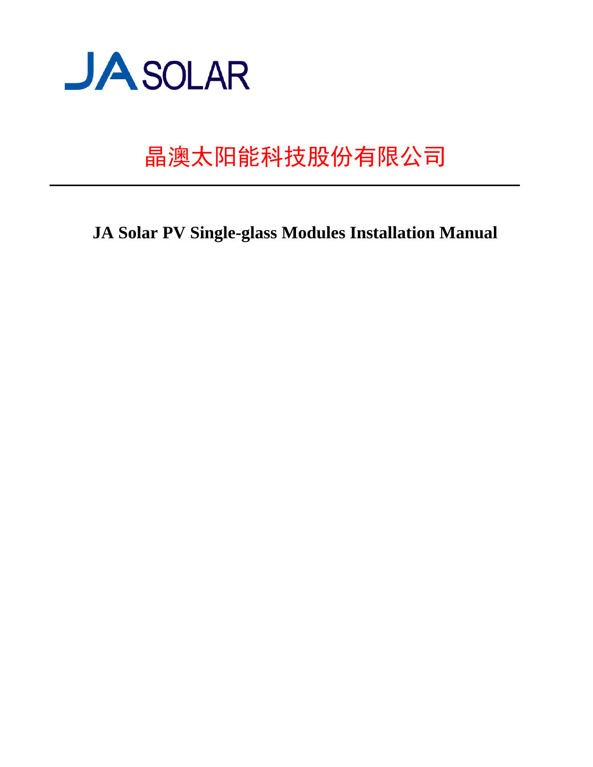JA SOLAR

晶澳太阳能科技股份有限公司

---

# JA Solar PV Single-glass Modules Installation Manual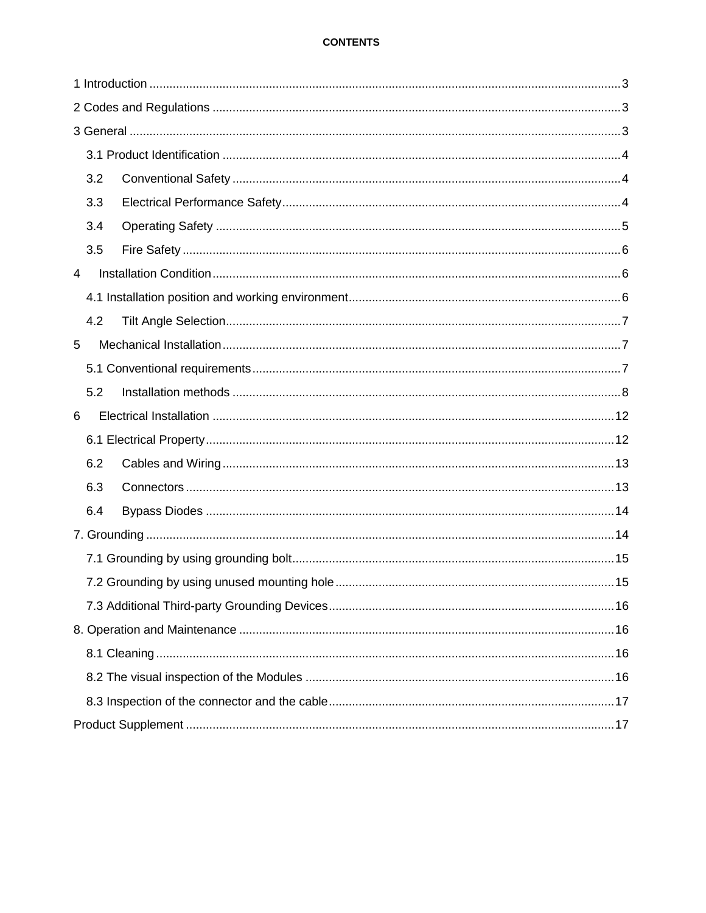**CONTENTS**

1 Introduction ........................................................................................................................................3

2 Codes and Regulations ......................................................................................................................3

3 General ...............................................................................................................................................3

3.1 Product Identification ....................................................................................................................4

3.2 Conventional Safety ......................................................................................................................4

3.3 Electrical Performance Safety........................................................................................................4

3.4 Operating Safety ...........................................................................................................................5

3.5 Fire Safety .....................................................................................................................................6

4 Installation Condition.........................................................................................................................6

4.1 Installation position and working environment..............................................................................6

4.2 Tilt Angle Selection.........................................................................................................................7

5 Mechanical Installation......................................................................................................................7

5.1 Conventional requirements............................................................................................................7

5.2 Installation methods ......................................................................................................................8

6 Electrical Installation .......................................................................................................................12

6.1 Electrical Property.........................................................................................................................12

6.2 Cables and Wiring ........................................................................................................................13

6.3 Connectors ...................................................................................................................................13

6.4 Bypass Diodes .............................................................................................................................14

7. Grounding .......................................................................................................................................14

7.1 Grounding by using grounding bolt...............................................................................................15

7.2 Grounding by using unused mounting hole...................................................................................15

7.3 Additional Third-party Grounding Devices......................................................................................16

8. Operation and Maintenance ...............................................................................................................16

8.1 Cleaning........................................................................................................................................16

8.2 The visual inspection of the Modules ...........................................................................................16

8.3 Inspection of the connector and the cable.....................................................................................17

Product Supplement ............................................................................................................................17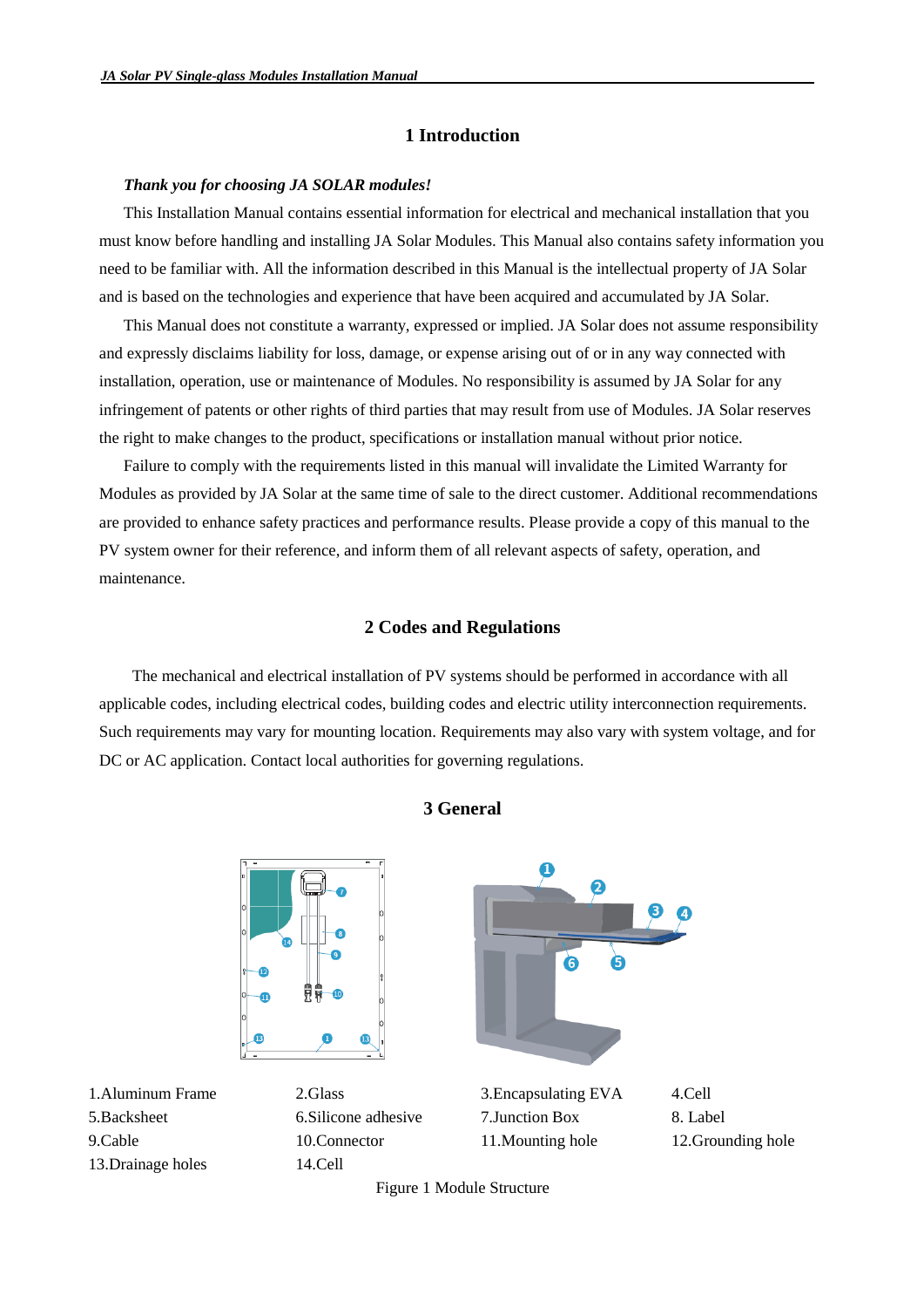# 1 Introduction

***Thank you for choosing JA SOLAR modules!***

This Installation Manual contains essential information for electrical and mechanical installation that you must know before handling and installing JA Solar Modules. This Manual also contains safety information you need to be familiar with. All the information described in this Manual is the intellectual property of JA Solar and is based on the technologies and experience that have been acquired and accumulated by JA Solar.

This Manual does not constitute a warranty, expressed or implied. JA Solar does not assume responsibility and expressly disclaims liability for loss, damage, or expense arising out of or in any way connected with installation, operation, use or maintenance of Modules. No responsibility is assumed by JA Solar for any infringement of patents or other rights of third parties that may result from use of Modules. JA Solar reserves the right to make changes to the product, specifications or installation manual without prior notice.

Failure to comply with the requirements listed in this manual will invalidate the Limited Warranty for Modules as provided by JA Solar at the same time of sale to the direct customer. Additional recommendations are provided to enhance safety practices and performance results. Please provide a copy of this manual to the PV system owner for their reference, and inform them of all relevant aspects of safety, operation, and maintenance.

# 2 Codes and Regulations

The mechanical and electrical installation of PV systems should be performed in accordance with all applicable codes, including electrical codes, building codes and electric utility interconnection requirements. Such requirements may vary for mounting location. Requirements may also vary with system voltage, and for DC or AC application. Contact local authorities for governing regulations.

# 3 General

| | | | |
|---|---|---|---|
| 1.Aluminum Frame | 2.Glass | 3.Encapsulating EVA | 4.Cell |
| 5.Backsheet | 6.Silicone adhesive | 7.Junction Box | 8. Label |
| 9.Cable | 10.Connector | 11.Mounting hole | 12.Grounding hole |
| 13.Drainage holes | 14.Cell | | |

Figure 1 Module Structure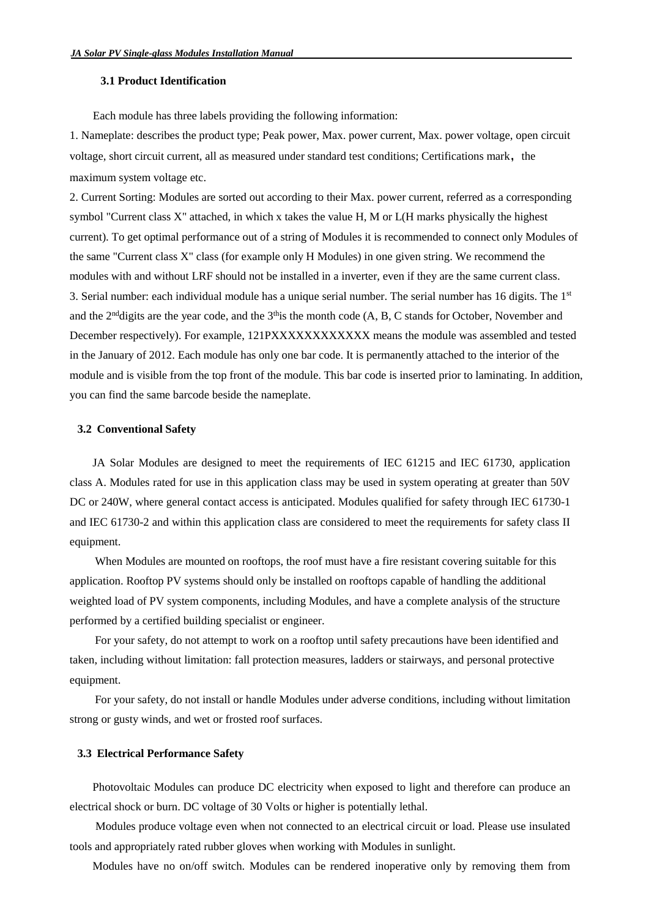### 3.1 Product Identification

Each module has three labels providing the following information:

1. Nameplate: describes the product type; Peak power, Max. power current, Max. power voltage, open circuit voltage, short circuit current, all as measured under standard test conditions; Certifications mark， the maximum system voltage etc.
2. Current Sorting: Modules are sorted out according to their Max. power current, referred as a corresponding symbol "Current class X" attached, in which x takes the value H, M or L(H marks physically the highest current). To get optimal performance out of a string of Modules it is recommended to connect only Modules of the same "Current class X" class (for example only H Modules) in one given string. We recommend the modules with and without LRF should not be installed in a inverter, even if they are the same current class.
3. Serial number: each individual module has a unique serial number. The serial number has 16 digits. The 1st and the 2nd digits are the year code, and the 3th is the month code (A, B, C stands for October, November and December respectively). For example, 121PXXXXXXXXXXXX means the module was assembled and tested in the January of 2012. Each module has only one bar code. It is permanently attached to the interior of the module and is visible from the top front of the module. This bar code is inserted prior to laminating. In addition, you can find the same barcode beside the nameplate.

### 3.2 Conventional Safety

JA Solar Modules are designed to meet the requirements of IEC 61215 and IEC 61730, application class A. Modules rated for use in this application class may be used in system operating at greater than 50V DC or 240W, where general contact access is anticipated. Modules qualified for safety through IEC 61730-1 and IEC 61730-2 and within this application class are considered to meet the requirements for safety class II equipment.

When Modules are mounted on rooftops, the roof must have a fire resistant covering suitable for this application. Rooftop PV systems should only be installed on rooftops capable of handling the additional weighted load of PV system components, including Modules, and have a complete analysis of the structure performed by a certified building specialist or engineer.

For your safety, do not attempt to work on a rooftop until safety precautions have been identified and taken, including without limitation: fall protection measures, ladders or stairways, and personal protective equipment.

For your safety, do not install or handle Modules under adverse conditions, including without limitation strong or gusty winds, and wet or frosted roof surfaces.

### 3.3 Electrical Performance Safety

Photovoltaic Modules can produce DC electricity when exposed to light and therefore can produce an electrical shock or burn. DC voltage of 30 Volts or higher is potentially lethal.

Modules produce voltage even when not connected to an electrical circuit or load. Please use insulated tools and appropriately rated rubber gloves when working with Modules in sunlight.

Modules have no on/off switch. Modules can be rendered inoperative only by removing them from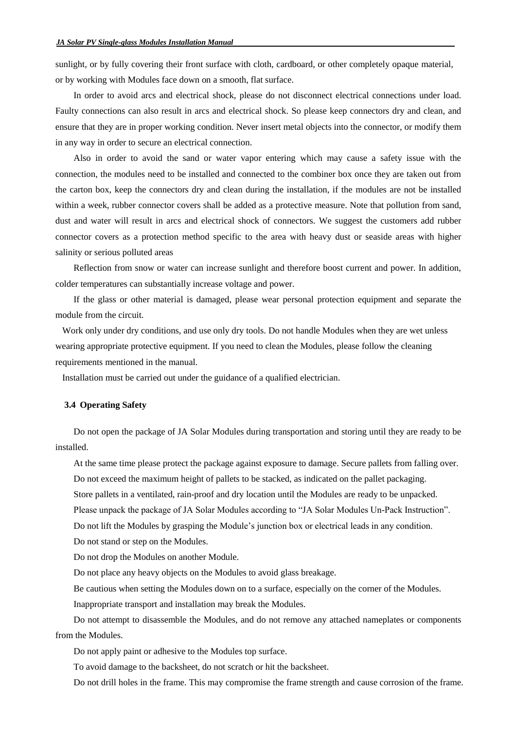sunlight, or by fully covering their front surface with cloth, cardboard, or other completely opaque material, or by working with Modules face down on a smooth, flat surface.

In order to avoid arcs and electrical shock, please do not disconnect electrical connections under load. Faulty connections can also result in arcs and electrical shock. So please keep connectors dry and clean, and ensure that they are in proper working condition. Never insert metal objects into the connector, or modify them in any way in order to secure an electrical connection.

Also in order to avoid the sand or water vapor entering which may cause a safety issue with the connection, the modules need to be installed and connected to the combiner box once they are taken out from the carton box, keep the connectors dry and clean during the installation, if the modules are not be installed within a week, rubber connector covers shall be added as a protective measure. Note that pollution from sand, dust and water will result in arcs and electrical shock of connectors. We suggest the customers add rubber connector covers as a protection method specific to the area with heavy dust or seaside areas with higher salinity or serious polluted areas

Reflection from snow or water can increase sunlight and therefore boost current and power. In addition, colder temperatures can substantially increase voltage and power.

If the glass or other material is damaged, please wear personal protection equipment and separate the module from the circuit.

Work only under dry conditions, and use only dry tools. Do not handle Modules when they are wet unless wearing appropriate protective equipment. If you need to clean the Modules, please follow the cleaning requirements mentioned in the manual.

Installation must be carried out under the guidance of a qualified electrician.

### 3.4 Operating Safety

Do not open the package of JA Solar Modules during transportation and storing until they are ready to be installed.

At the same time please protect the package against exposure to damage. Secure pallets from falling over.

Do not exceed the maximum height of pallets to be stacked, as indicated on the pallet packaging.

Store pallets in a ventilated, rain-proof and dry location until the Modules are ready to be unpacked.

Please unpack the package of JA Solar Modules according to "JA Solar Modules Un-Pack Instruction".

Do not lift the Modules by grasping the Module's junction box or electrical leads in any condition.

Do not stand or step on the Modules.

Do not drop the Modules on another Module.

Do not place any heavy objects on the Modules to avoid glass breakage.

Be cautious when setting the Modules down on to a surface, especially on the corner of the Modules.

Inappropriate transport and installation may break the Modules.

Do not attempt to disassemble the Modules, and do not remove any attached nameplates or components from the Modules.

Do not apply paint or adhesive to the Modules top surface.

To avoid damage to the backsheet, do not scratch or hit the backsheet.

Do not drill holes in the frame. This may compromise the frame strength and cause corrosion of the frame.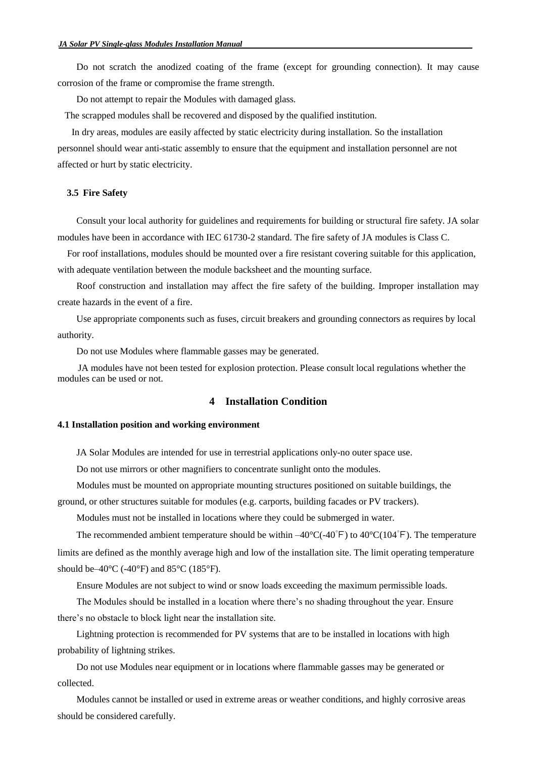Do not scratch the anodized coating of the frame (except for grounding connection). It may cause corrosion of the frame or compromise the frame strength.

Do not attempt to repair the Modules with damaged glass.

The scrapped modules shall be recovered and disposed by the qualified institution.

In dry areas, modules are easily affected by static electricity during installation. So the installation personnel should wear anti-static assembly to ensure that the equipment and installation personnel are not affected or hurt by static electricity.

### 3.5 Fire Safety

Consult your local authority for guidelines and requirements for building or structural fire safety. JA solar modules have been in accordance with IEC 61730-2 standard. The fire safety of JA modules is Class C.

For roof installations, modules should be mounted over a fire resistant covering suitable for this application, with adequate ventilation between the module backsheet and the mounting surface.

Roof construction and installation may affect the fire safety of the building. Improper installation may create hazards in the event of a fire.

Use appropriate components such as fuses, circuit breakers and grounding connectors as requires by local authority.

Do not use Modules where flammable gasses may be generated.

JA modules have not been tested for explosion protection. Please consult local regulations whether the modules can be used or not.

## 4 Installation Condition

### 4.1 Installation position and working environment

JA Solar Modules are intended for use in terrestrial applications only-no outer space use.

Do not use mirrors or other magnifiers to concentrate sunlight onto the modules.

Modules must be mounted on appropriate mounting structures positioned on suitable buildings, the ground, or other structures suitable for modules (e.g. carports, building facades or PV trackers).

Modules must not be installed in locations where they could be submerged in water.

The recommended ambient temperature should be within –40°C(-40°F) to 40°C(104°F). The temperature limits are defined as the monthly average high and low of the installation site. The limit operating temperature should be–40°C (-40°F) and 85°C (185°F).

Ensure Modules are not subject to wind or snow loads exceeding the maximum permissible loads.

The Modules should be installed in a location where there's no shading throughout the year. Ensure there's no obstacle to block light near the installation site.

Lightning protection is recommended for PV systems that are to be installed in locations with high probability of lightning strikes.

Do not use Modules near equipment or in locations where flammable gasses may be generated or collected.

Modules cannot be installed or used in extreme areas or weather conditions, and highly corrosive areas should be considered carefully.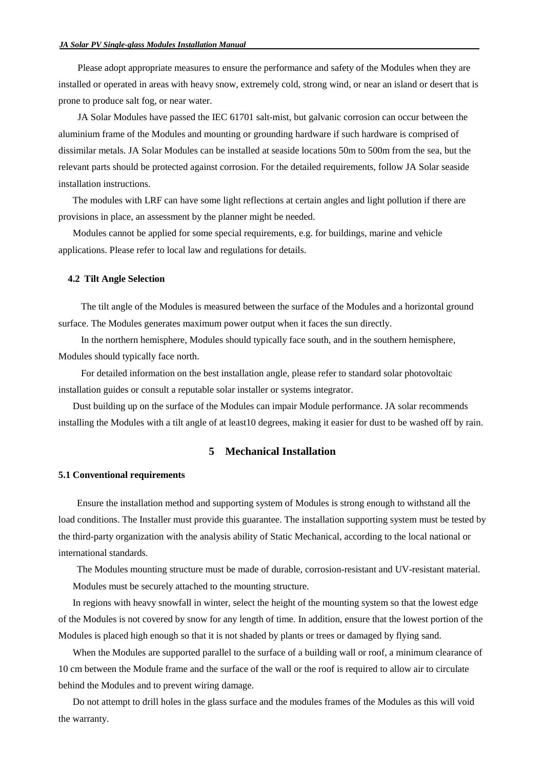Please adopt appropriate measures to ensure the performance and safety of the Modules when they are installed or operated in areas with heavy snow, extremely cold, strong wind, or near an island or desert that is prone to produce salt fog, or near water.

JA Solar Modules have passed the IEC 61701 salt-mist, but galvanic corrosion can occur between the aluminium frame of the Modules and mounting or grounding hardware if such hardware is comprised of dissimilar metals. JA Solar Modules can be installed at seaside locations 50m to 500m from the sea, but the relevant parts should be protected against corrosion. For the detailed requirements, follow JA Solar seaside installation instructions.

The modules with LRF can have some light reflections at certain angles and light pollution if there are provisions in place, an assessment by the planner might be needed.

Modules cannot be applied for some special requirements, e.g. for buildings, marine and vehicle applications. Please refer to local law and regulations for details.

### 4.2 Tilt Angle Selection

The tilt angle of the Modules is measured between the surface of the Modules and a horizontal ground surface. The Modules generates maximum power output when it faces the sun directly.

In the northern hemisphere, Modules should typically face south, and in the southern hemisphere, Modules should typically face north.

For detailed information on the best installation angle, please refer to standard solar photovoltaic installation guides or consult a reputable solar installer or systems integrator.

Dust building up on the surface of the Modules can impair Module performance. JA solar recommends installing the Modules with a tilt angle of at least10 degrees, making it easier for dust to be washed off by rain.

## 5 Mechanical Installation

### 5.1 Conventional requirements

Ensure the installation method and supporting system of Modules is strong enough to withstand all the load conditions. The Installer must provide this guarantee. The installation supporting system must be tested by the third-party organization with the analysis ability of Static Mechanical, according to the local national or international standards.

The Modules mounting structure must be made of durable, corrosion-resistant and UV-resistant material.

Modules must be securely attached to the mounting structure.

In regions with heavy snowfall in winter, select the height of the mounting system so that the lowest edge of the Modules is not covered by snow for any length of time. In addition, ensure that the lowest portion of the Modules is placed high enough so that it is not shaded by plants or trees or damaged by flying sand.

When the Modules are supported parallel to the surface of a building wall or roof, a minimum clearance of 10 cm between the Module frame and the surface of the wall or the roof is required to allow air to circulate behind the Modules and to prevent wiring damage.

Do not attempt to drill holes in the glass surface and the modules frames of the Modules as this will void the warranty.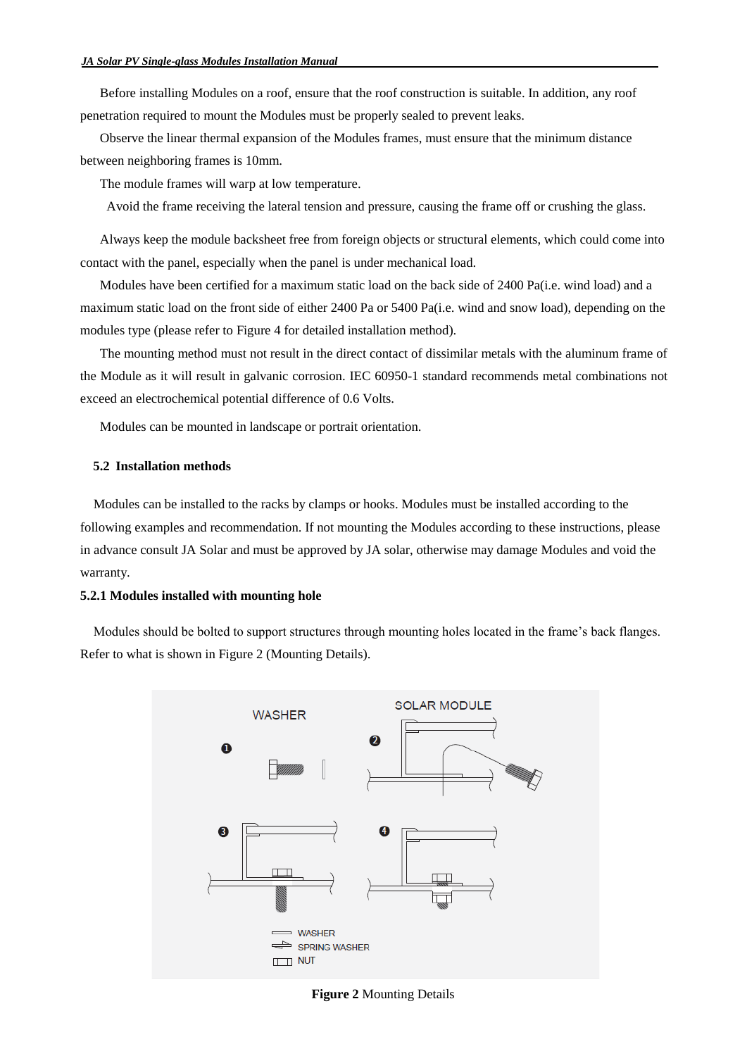Before installing Modules on a roof, ensure that the roof construction is suitable. In addition, any roof penetration required to mount the Modules must be properly sealed to prevent leaks.

Observe the linear thermal expansion of the Modules frames, must ensure that the minimum distance between neighboring frames is 10mm.

The module frames will warp at low temperature.

Avoid the frame receiving the lateral tension and pressure, causing the frame off or crushing the glass.

Always keep the module backsheet free from foreign objects or structural elements, which could come into contact with the panel, especially when the panel is under mechanical load.

Modules have been certified for a maximum static load on the back side of 2400 Pa(i.e. wind load) and a maximum static load on the front side of either 2400 Pa or 5400 Pa(i.e. wind and snow load), depending on the modules type (please refer to Figure 4 for detailed installation method).

The mounting method must not result in the direct contact of dissimilar metals with the aluminum frame of the Module as it will result in galvanic corrosion. IEC 60950-1 standard recommends metal combinations not exceed an electrochemical potential difference of 0.6 Volts.

Modules can be mounted in landscape or portrait orientation.

## 5.2 Installation methods

Modules can be installed to the racks by clamps or hooks. Modules must be installed according to the following examples and recommendation. If not mounting the Modules according to these instructions, please in advance consult JA Solar and must be approved by JA solar, otherwise may damage Modules and void the warranty.

### 5.2.1 Modules installed with mounting hole

Modules should be bolted to support structures through mounting holes located in the frame's back flanges. Refer to what is shown in Figure 2 (Mounting Details).

**Figure 2** Mounting Details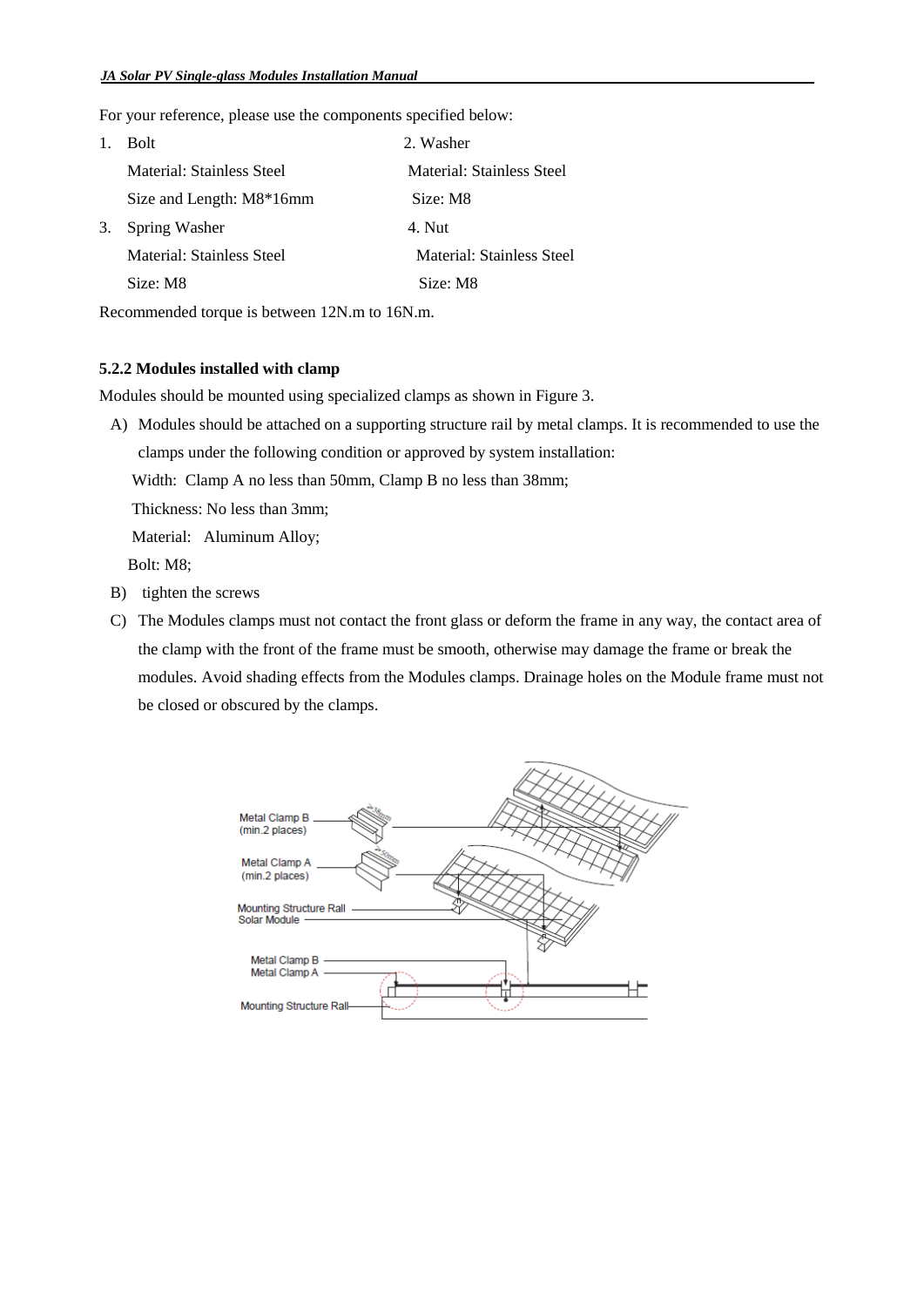For your reference, please use the components specified below:

1. Bolt
   Material: Stainless Steel
   Size and Length: M8*16mm
2. Washer
   Material: Stainless Steel
   Size: M8
3. Spring Washer
   Material: Stainless Steel
   Size: M8
4. Nut
   Material: Stainless Steel
   Size: M8

Recommended torque is between 12N.m to 16N.m.

### 5.2.2 Modules installed with clamp

Modules should be mounted using specialized clamps as shown in Figure 3.

A) Modules should be attached on a supporting structure rail by metal clamps. It is recommended to use the clamps under the following condition or approved by system installation:
   Width: Clamp A no less than 50mm, Clamp B no less than 38mm;
   Thickness: No less than 3mm;
   Material: Aluminum Alloy;
   Bolt: M8;

B) tighten the screws

C) The Modules clamps must not contact the front glass or deform the frame in any way, the contact area of the clamp with the front of the frame must be smooth, otherwise may damage the frame or break the modules. Avoid shading effects from the Modules clamps. Drainage holes on the Module frame must not be closed or obscured by the clamps.

Metal Clamp B (min.2 places)
Metal Clamp A (min.2 places)
Mounting Structure Rail
Solar Module
Metal Clamp B
Metal Clamp A
Mounting Structure Rail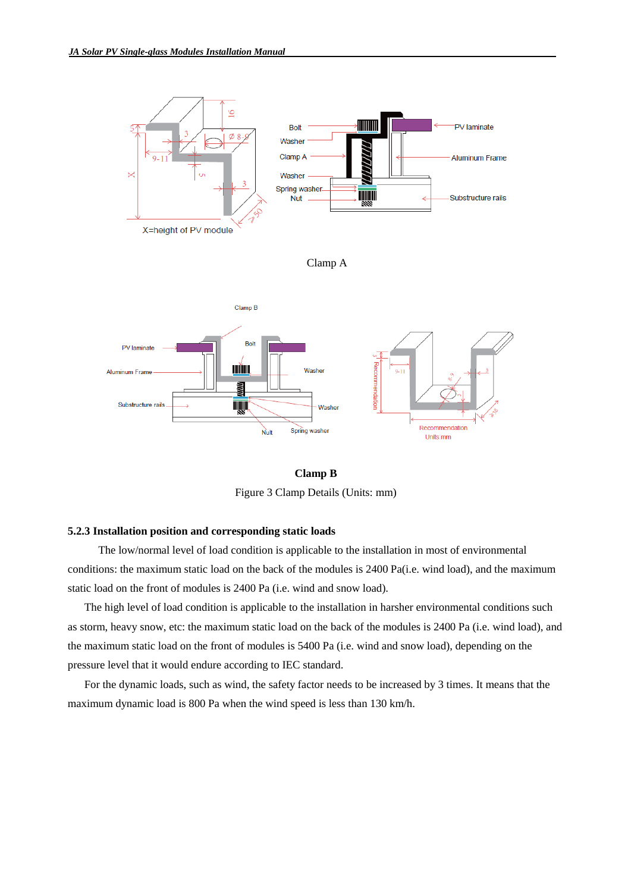Clamp A

**Clamp B**

Figure 3 Clamp Details (Units: mm)

### 5.2.3 Installation position and corresponding static loads

The low/normal level of load condition is applicable to the installation in most of environmental conditions: the maximum static load on the back of the modules is 2400 Pa(i.e. wind load), and the maximum static load on the front of modules is 2400 Pa (i.e. wind and snow load).

The high level of load condition is applicable to the installation in harsher environmental conditions such as storm, heavy snow, etc: the maximum static load on the back of the modules is 2400 Pa (i.e. wind load), and the maximum static load on the front of modules is 5400 Pa (i.e. wind and snow load), depending on the pressure level that it would endure according to IEC standard.

For the dynamic loads, such as wind, the safety factor needs to be increased by 3 times. It means that the maximum dynamic load is 800 Pa when the wind speed is less than 130 km/h.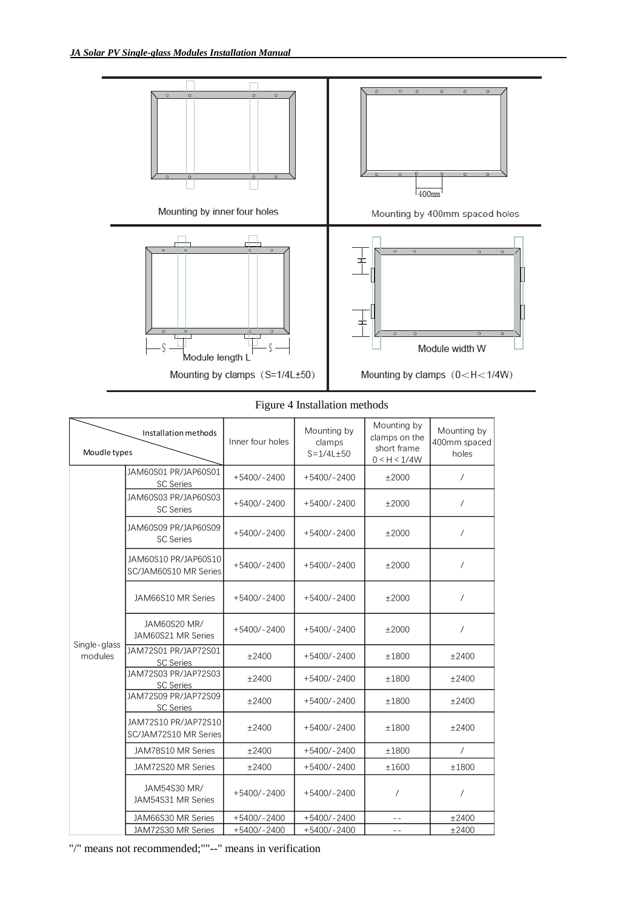Mounting by inner four holes

Mounting by 400mm spaced holes

Mounting by clamps（S=1/4L±50）

Mounting by clamps（0<H<1/4W）

Figure 4 Installation methods

| Moudle types / Installation methods | | Inner four holes | Mounting by clamps S=1/4L±50 | Mounting by clamps on the short frame 0<H<1/4W | Mounting by 400mm spaced holes |
|---|---|---|---|---|---|
| Single-glass modules | JAM60S01 PR/JAP60S01 SC Series | +5400/-2400 | +5400/-2400 | ±2000 | / |
| | JAM60S03 PR/JAP60S03 SC Series | +5400/-2400 | +5400/-2400 | ±2000 | / |
| | JAM60S09 PR/JAP60S09 SC Series | +5400/-2400 | +5400/-2400 | ±2000 | / |
| | JAM60S10 PR/JAP60S10 SC/JAM60S10 MR Series | +5400/-2400 | +5400/-2400 | ±2000 | / |
| | JAM66S10 MR Series | +5400/-2400 | +5400/-2400 | ±2000 | / |
| | JAM60S20 MR/ JAM60S21 MR Series | +5400/-2400 | +5400/-2400 | ±2000 | / |
| | JAM72S01 PR/JAP72S01 SC Series | ±2400 | +5400/-2400 | ±1800 | ±2400 |
| | JAM72S03 PR/JAP72S03 SC Series | ±2400 | +5400/-2400 | ±1800 | ±2400 |
| | JAM72S09 PR/JAP72S09 SC Series | ±2400 | +5400/-2400 | ±1800 | ±2400 |
| | JAM72S10 PR/JAP72S10 SC/JAM72S10 MR Series | ±2400 | +5400/-2400 | ±1800 | ±2400 |
| | JAM78S10 MR Series | ±2400 | +5400/-2400 | ±1800 | / |
| | JAM72S20 MR Series | ±2400 | +5400/-2400 | ±1600 | ±1800 |
| | JAM54S30 MR/ JAM54S31 MR Series | +5400/-2400 | +5400/-2400 | / | / |
| | JAM66S30 MR Series | +5400/-2400 | +5400/-2400 | -- | ±2400 |
| | JAM72S30 MR Series | +5400/-2400 | +5400/-2400 | -- | ±2400 |

"/" means not recommended;""--" means in verification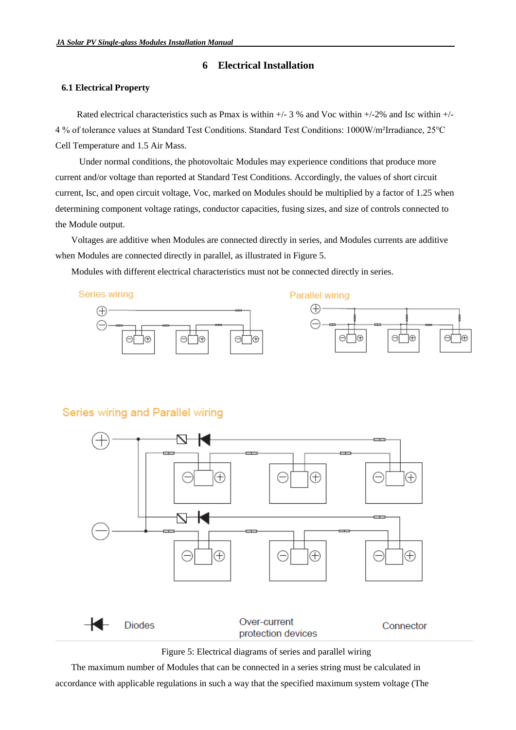# 6 Electrical Installation

## 6.1 Electrical Property

Rated electrical characteristics such as Pmax is within +/- 3 % and Voc within +/-2% and Isc within +/- 4 % of tolerance values at Standard Test Conditions. Standard Test Conditions: 1000W/m²Irradiance, 25°C Cell Temperature and 1.5 Air Mass.

Under normal conditions, the photovoltaic Modules may experience conditions that produce more current and/or voltage than reported at Standard Test Conditions. Accordingly, the values of short circuit current, Isc, and open circuit voltage, Voc, marked on Modules should be multiplied by a factor of 1.25 when determining component voltage ratings, conductor capacities, fusing sizes, and size of controls connected to the Module output.

Voltages are additive when Modules are connected directly in series, and Modules currents are additive when Modules are connected directly in parallel, as illustrated in Figure 5.

Modules with different electrical characteristics must not be connected directly in series.

Series wiring

Parallel wiring

Series wiring and Parallel wiring

Diodes

Over-current protection devices

Connector

Figure 5: Electrical diagrams of series and parallel wiring

The maximum number of Modules that can be connected in a series string must be calculated in accordance with applicable regulations in such a way that the specified maximum system voltage (The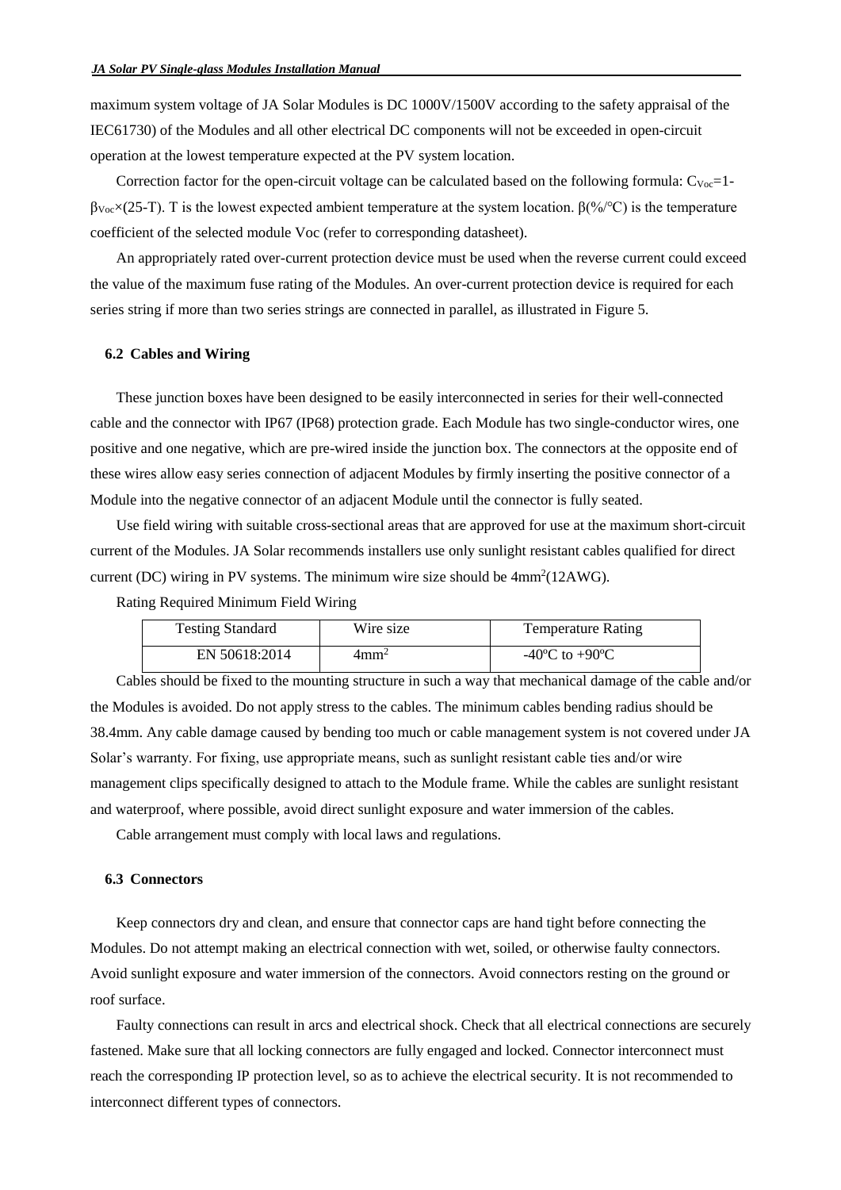maximum system voltage of JA Solar Modules is DC 1000V/1500V according to the safety appraisal of the IEC61730) of the Modules and all other electrical DC components will not be exceeded in open-circuit operation at the lowest temperature expected at the PV system location.

Correction factor for the open-circuit voltage can be calculated based on the following formula: $C_{Voc}=1-\beta_{Voc}\times(25-T)$. T is the lowest expected ambient temperature at the system location. β(%/℃) is the temperature coefficient of the selected module Voc (refer to corresponding datasheet).

An appropriately rated over-current protection device must be used when the reverse current could exceed the value of the maximum fuse rating of the Modules. An over-current protection device is required for each series string if more than two series strings are connected in parallel, as illustrated in Figure 5.

### 6.2 Cables and Wiring

These junction boxes have been designed to be easily interconnected in series for their well-connected cable and the connector with IP67 (IP68) protection grade. Each Module has two single-conductor wires, one positive and one negative, which are pre-wired inside the junction box. The connectors at the opposite end of these wires allow easy series connection of adjacent Modules by firmly inserting the positive connector of a Module into the negative connector of an adjacent Module until the connector is fully seated.

Use field wiring with suitable cross-sectional areas that are approved for use at the maximum short-circuit current of the Modules. JA Solar recommends installers use only sunlight resistant cables qualified for direct current (DC) wiring in PV systems. The minimum wire size should be $4mm^2$(12AWG).

Rating Required Minimum Field Wiring

| Testing Standard | Wire size | Temperature Rating |
|---|---|---|
| EN 50618:2014 | $4mm^2$ | -40ºC to +90ºC |

Cables should be fixed to the mounting structure in such a way that mechanical damage of the cable and/or the Modules is avoided. Do not apply stress to the cables. The minimum cables bending radius should be 38.4mm. Any cable damage caused by bending too much or cable management system is not covered under JA Solar's warranty. For fixing, use appropriate means, such as sunlight resistant cable ties and/or wire management clips specifically designed to attach to the Module frame. While the cables are sunlight resistant and waterproof, where possible, avoid direct sunlight exposure and water immersion of the cables.

Cable arrangement must comply with local laws and regulations.

### 6.3 Connectors

Keep connectors dry and clean, and ensure that connector caps are hand tight before connecting the Modules. Do not attempt making an electrical connection with wet, soiled, or otherwise faulty connectors. Avoid sunlight exposure and water immersion of the connectors. Avoid connectors resting on the ground or roof surface.

Faulty connections can result in arcs and electrical shock. Check that all electrical connections are securely fastened. Make sure that all locking connectors are fully engaged and locked. Connector interconnect must reach the corresponding IP protection level, so as to achieve the electrical security. It is not recommended to interconnect different types of connectors.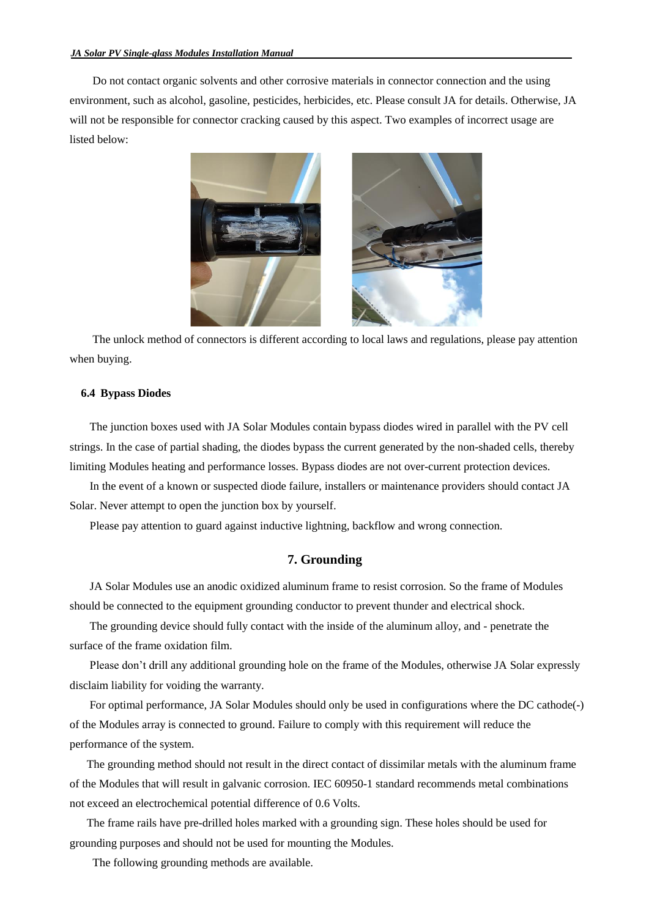Do not contact organic solvents and other corrosive materials in connector connection and the using environment, such as alcohol, gasoline, pesticides, herbicides, etc. Please consult JA for details. Otherwise, JA will not be responsible for connector cracking caused by this aspect. Two examples of incorrect usage are listed below:

The unlock method of connectors is different according to local laws and regulations, please pay attention when buying.

### 6.4 Bypass Diodes

The junction boxes used with JA Solar Modules contain bypass diodes wired in parallel with the PV cell strings. In the case of partial shading, the diodes bypass the current generated by the non-shaded cells, thereby limiting Modules heating and performance losses. Bypass diodes are not over-current protection devices.

In the event of a known or suspected diode failure, installers or maintenance providers should contact JA Solar. Never attempt to open the junction box by yourself.

Please pay attention to guard against inductive lightning, backflow and wrong connection.

## 7. Grounding

JA Solar Modules use an anodic oxidized aluminum frame to resist corrosion. So the frame of Modules should be connected to the equipment grounding conductor to prevent thunder and electrical shock.

The grounding device should fully contact with the inside of the aluminum alloy, and - penetrate the surface of the frame oxidation film.

Please don't drill any additional grounding hole on the frame of the Modules, otherwise JA Solar expressly disclaim liability for voiding the warranty.

For optimal performance, JA Solar Modules should only be used in configurations where the DC cathode(-) of the Modules array is connected to ground. Failure to comply with this requirement will reduce the performance of the system.

The grounding method should not result in the direct contact of dissimilar metals with the aluminum frame of the Modules that will result in galvanic corrosion. IEC 60950-1 standard recommends metal combinations not exceed an electrochemical potential difference of 0.6 Volts.

The frame rails have pre-drilled holes marked with a grounding sign. These holes should be used for grounding purposes and should not be used for mounting the Modules.

The following grounding methods are available.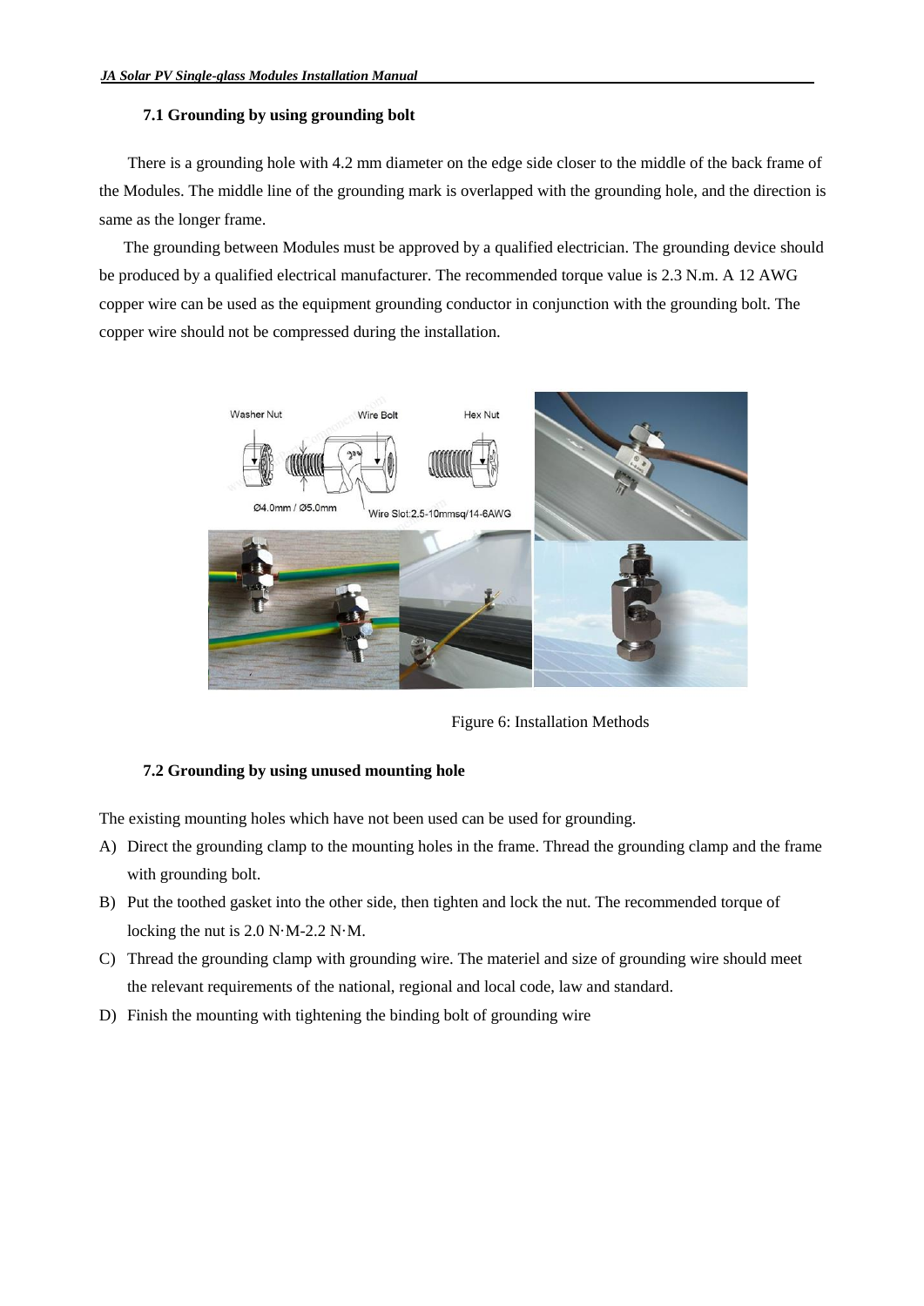### 7.1 Grounding by using grounding bolt

There is a grounding hole with 4.2 mm diameter on the edge side closer to the middle of the back frame of the Modules. The middle line of the grounding mark is overlapped with the grounding hole, and the direction is same as the longer frame.

The grounding between Modules must be approved by a qualified electrician. The grounding device should be produced by a qualified electrical manufacturer. The recommended torque value is 2.3 N.m. A 12 AWG copper wire can be used as the equipment grounding conductor in conjunction with the grounding bolt. The copper wire should not be compressed during the installation.

Figure 6: Installation Methods

### 7.2 Grounding by using unused mounting hole

The existing mounting holes which have not been used can be used for grounding.

A) Direct the grounding clamp to the mounting holes in the frame. Thread the grounding clamp and the frame with grounding bolt.

B) Put the toothed gasket into the other side, then tighten and lock the nut. The recommended torque of locking the nut is 2.0 N·M-2.2 N·M.

C) Thread the grounding clamp with grounding wire. The materiel and size of grounding wire should meet the relevant requirements of the national, regional and local code, law and standard.

D) Finish the mounting with tightening the binding bolt of grounding wire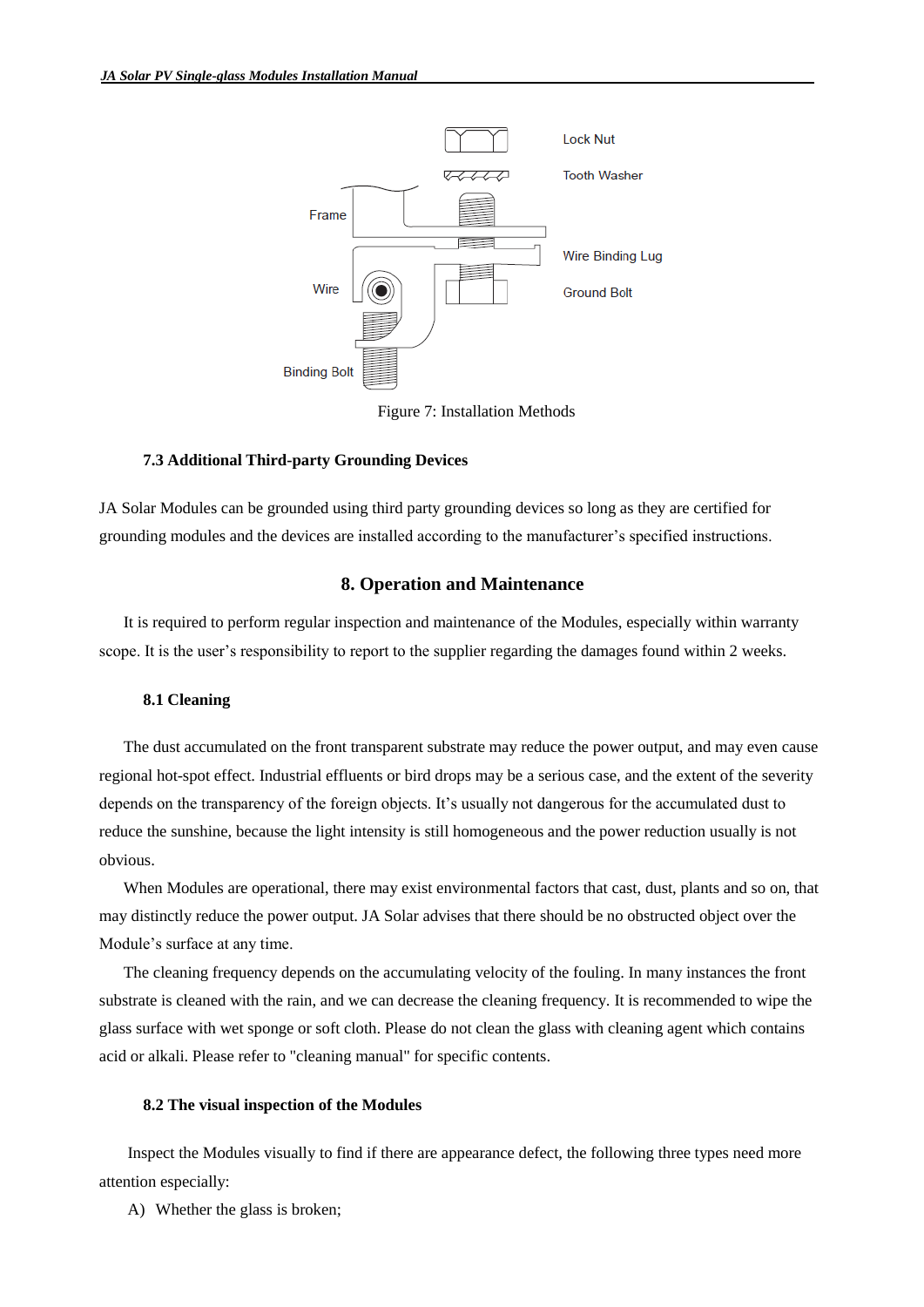Lock Nut

Tooth Washer

Frame

Wire Binding Lug

Wire

Ground Bolt

Binding Bolt

Figure 7: Installation Methods

### 7.3 Additional Third-party Grounding Devices

JA Solar Modules can be grounded using third party grounding devices so long as they are certified for grounding modules and the devices are installed according to the manufacturer's specified instructions.

## 8. Operation and Maintenance

It is required to perform regular inspection and maintenance of the Modules, especially within warranty scope. It is the user's responsibility to report to the supplier regarding the damages found within 2 weeks.

### 8.1 Cleaning

The dust accumulated on the front transparent substrate may reduce the power output, and may even cause regional hot-spot effect. Industrial effluents or bird drops may be a serious case, and the extent of the severity depends on the transparency of the foreign objects. It's usually not dangerous for the accumulated dust to reduce the sunshine, because the light intensity is still homogeneous and the power reduction usually is not obvious.

When Modules are operational, there may exist environmental factors that cast, dust, plants and so on, that may distinctly reduce the power output. JA Solar advises that there should be no obstructed object over the Module's surface at any time.

The cleaning frequency depends on the accumulating velocity of the fouling. In many instances the front substrate is cleaned with the rain, and we can decrease the cleaning frequency. It is recommended to wipe the glass surface with wet sponge or soft cloth. Please do not clean the glass with cleaning agent which contains acid or alkali. Please refer to "cleaning manual" for specific contents.

### 8.2 The visual inspection of the Modules

Inspect the Modules visually to find if there are appearance defect, the following three types need more attention especially:

A) Whether the glass is broken;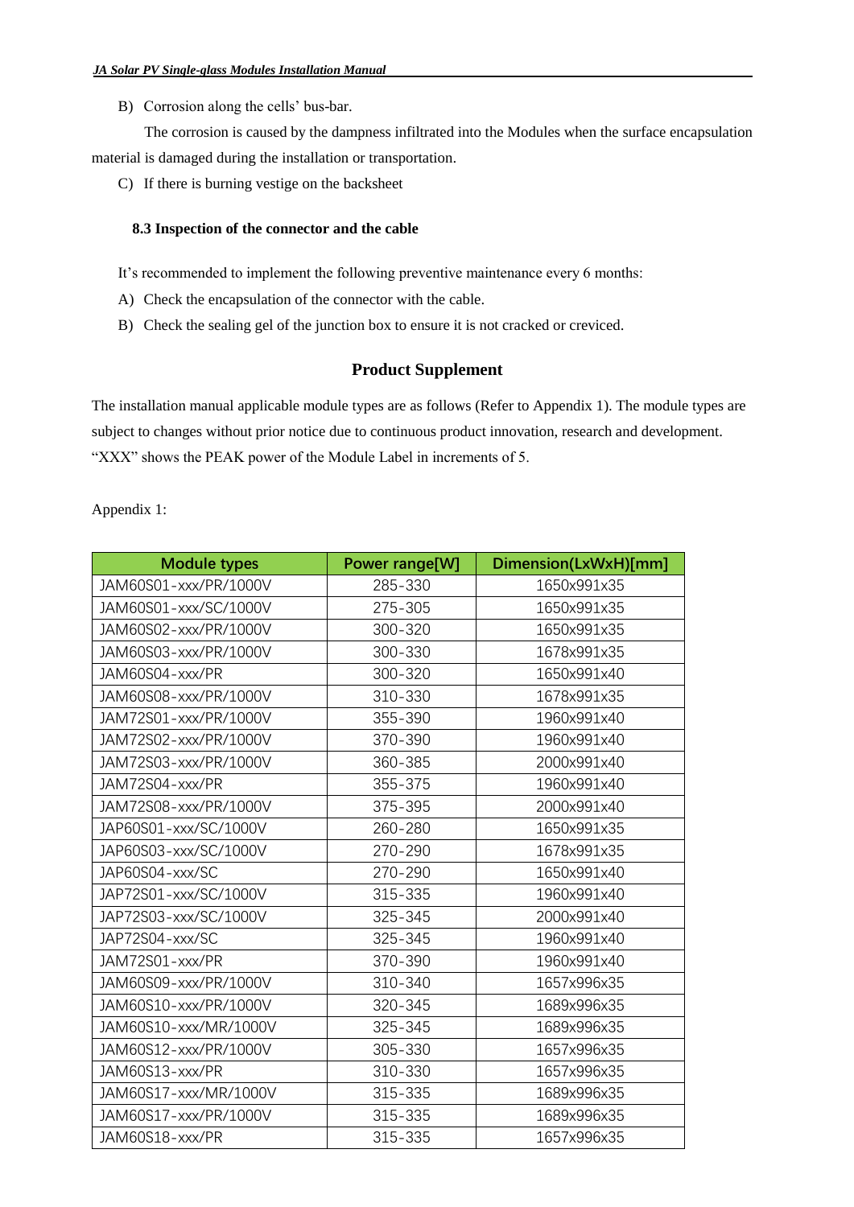B) Corrosion along the cells' bus-bar.

The corrosion is caused by the dampness infiltrated into the Modules when the surface encapsulation material is damaged during the installation or transportation.

C) If there is burning vestige on the backsheet

### 8.3 Inspection of the connector and the cable

It's recommended to implement the following preventive maintenance every 6 months:

A) Check the encapsulation of the connector with the cable.

B) Check the sealing gel of the junction box to ensure it is not cracked or creviced.

## Product Supplement

The installation manual applicable module types are as follows (Refer to Appendix 1). The module types are subject to changes without prior notice due to continuous product innovation, research and development. "XXX" shows the PEAK power of the Module Label in increments of 5.

Appendix 1:

| Module types | Power range[W] | Dimension(LxWxH)[mm] |
|---|---|---|
| JAM60S01-xxx/PR/1000V | 285-330 | 1650x991x35 |
| JAM60S01-xxx/SC/1000V | 275-305 | 1650x991x35 |
| JAM60S02-xxx/PR/1000V | 300-320 | 1650x991x35 |
| JAM60S03-xxx/PR/1000V | 300-330 | 1678x991x35 |
| JAM60S04-xxx/PR | 300-320 | 1650x991x40 |
| JAM60S08-xxx/PR/1000V | 310-330 | 1678x991x35 |
| JAM72S01-xxx/PR/1000V | 355-390 | 1960x991x40 |
| JAM72S02-xxx/PR/1000V | 370-390 | 1960x991x40 |
| JAM72S03-xxx/PR/1000V | 360-385 | 2000x991x40 |
| JAM72S04-xxx/PR | 355-375 | 1960x991x40 |
| JAM72S08-xxx/PR/1000V | 375-395 | 2000x991x40 |
| JAP60S01-xxx/SC/1000V | 260-280 | 1650x991x35 |
| JAP60S03-xxx/SC/1000V | 270-290 | 1678x991x35 |
| JAP60S04-xxx/SC | 270-290 | 1650x991x40 |
| JAP72S01-xxx/SC/1000V | 315-335 | 1960x991x40 |
| JAP72S03-xxx/SC/1000V | 325-345 | 2000x991x40 |
| JAP72S04-xxx/SC | 325-345 | 1960x991x40 |
| JAM72S01-xxx/PR | 370-390 | 1960x991x40 |
| JAM60S09-xxx/PR/1000V | 310-340 | 1657x996x35 |
| JAM60S10-xxx/PR/1000V | 320-345 | 1689x996x35 |
| JAM60S10-xxx/MR/1000V | 325-345 | 1689x996x35 |
| JAM60S12-xxx/PR/1000V | 305-330 | 1657x996x35 |
| JAM60S13-xxx/PR | 310-330 | 1657x996x35 |
| JAM60S17-xxx/MR/1000V | 315-335 | 1689x996x35 |
| JAM60S17-xxx/PR/1000V | 315-335 | 1689x996x35 |
| JAM60S18-xxx/PR | 315-335 | 1657x996x35 |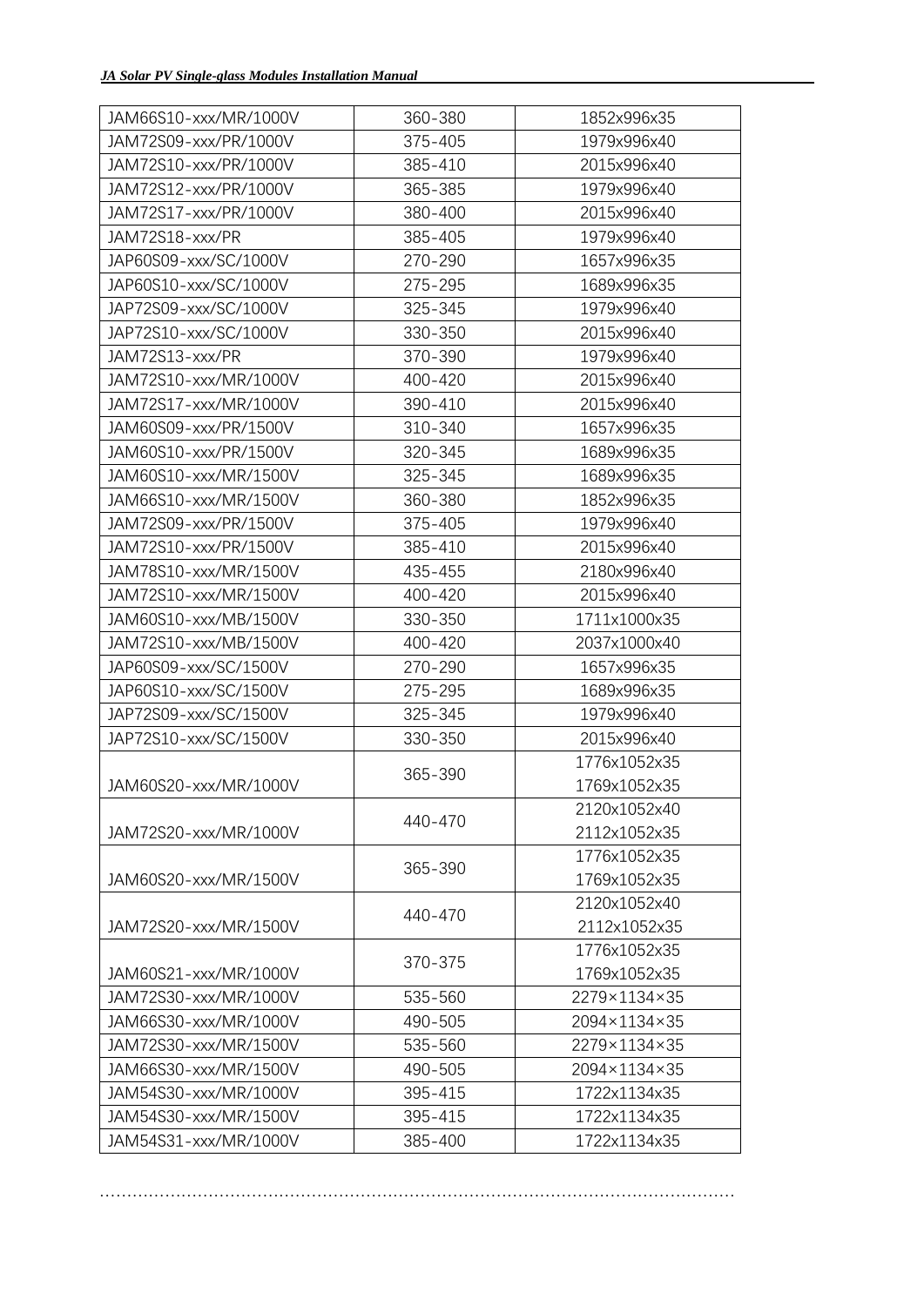| | | |
|---|---|---|
| JAM66S10-xxx/MR/1000V | 360-380 | 1852x996x35 |
| JAM72S09-xxx/PR/1000V | 375-405 | 1979x996x40 |
| JAM72S10-xxx/PR/1000V | 385-410 | 2015x996x40 |
| JAM72S12-xxx/PR/1000V | 365-385 | 1979x996x40 |
| JAM72S17-xxx/PR/1000V | 380-400 | 2015x996x40 |
| JAM72S18-xxx/PR | 385-405 | 1979x996x40 |
| JAP60S09-xxx/SC/1000V | 270-290 | 1657x996x35 |
| JAP60S10-xxx/SC/1000V | 275-295 | 1689x996x35 |
| JAP72S09-xxx/SC/1000V | 325-345 | 1979x996x40 |
| JAP72S10-xxx/SC/1000V | 330-350 | 2015x996x40 |
| JAM72S13-xxx/PR | 370-390 | 1979x996x40 |
| JAM72S10-xxx/MR/1000V | 400-420 | 2015x996x40 |
| JAM72S17-xxx/MR/1000V | 390-410 | 2015x996x40 |
| JAM60S09-xxx/PR/1500V | 310-340 | 1657x996x35 |
| JAM60S10-xxx/PR/1500V | 320-345 | 1689x996x35 |
| JAM60S10-xxx/MR/1500V | 325-345 | 1689x996x35 |
| JAM66S10-xxx/MR/1500V | 360-380 | 1852x996x35 |
| JAM72S09-xxx/PR/1500V | 375-405 | 1979x996x40 |
| JAM72S10-xxx/PR/1500V | 385-410 | 2015x996x40 |
| JAM78S10-xxx/MR/1500V | 435-455 | 2180x996x40 |
| JAM72S10-xxx/MR/1500V | 400-420 | 2015x996x40 |
| JAM60S10-xxx/MB/1500V | 330-350 | 1711x1000x35 |
| JAM72S10-xxx/MB/1500V | 400-420 | 2037x1000x40 |
| JAP60S09-xxx/SC/1500V | 270-290 | 1657x996x35 |
| JAP60S10-xxx/SC/1500V | 275-295 | 1689x996x35 |
| JAP72S09-xxx/SC/1500V | 325-345 | 1979x996x40 |
| JAP72S10-xxx/SC/1500V | 330-350 | 2015x996x40 |
| JAM60S20-xxx/MR/1000V | 365-390 | 1776x1052x35<br>1769x1052x35 |
| JAM72S20-xxx/MR/1000V | 440-470 | 2120x1052x40<br>2112x1052x35 |
| JAM60S20-xxx/MR/1500V | 365-390 | 1776x1052x35<br>1769x1052x35 |
| JAM72S20-xxx/MR/1500V | 440-470 | 2120x1052x40<br>2112x1052x35 |
| JAM60S21-xxx/MR/1000V | 370-375 | 1776x1052x35<br>1769x1052x35 |
| JAM72S30-xxx/MR/1000V | 535-560 | 2279×1134×35 |
| JAM66S30-xxx/MR/1000V | 490-505 | 2094×1134×35 |
| JAM72S30-xxx/MR/1500V | 535-560 | 2279×1134×35 |
| JAM66S30-xxx/MR/1500V | 490-505 | 2094×1134×35 |
| JAM54S30-xxx/MR/1000V | 395-415 | 1722x1134x35 |
| JAM54S30-xxx/MR/1500V | 395-415 | 1722x1134x35 |
| JAM54S31-xxx/MR/1000V | 385-400 | 1722x1134x35 |